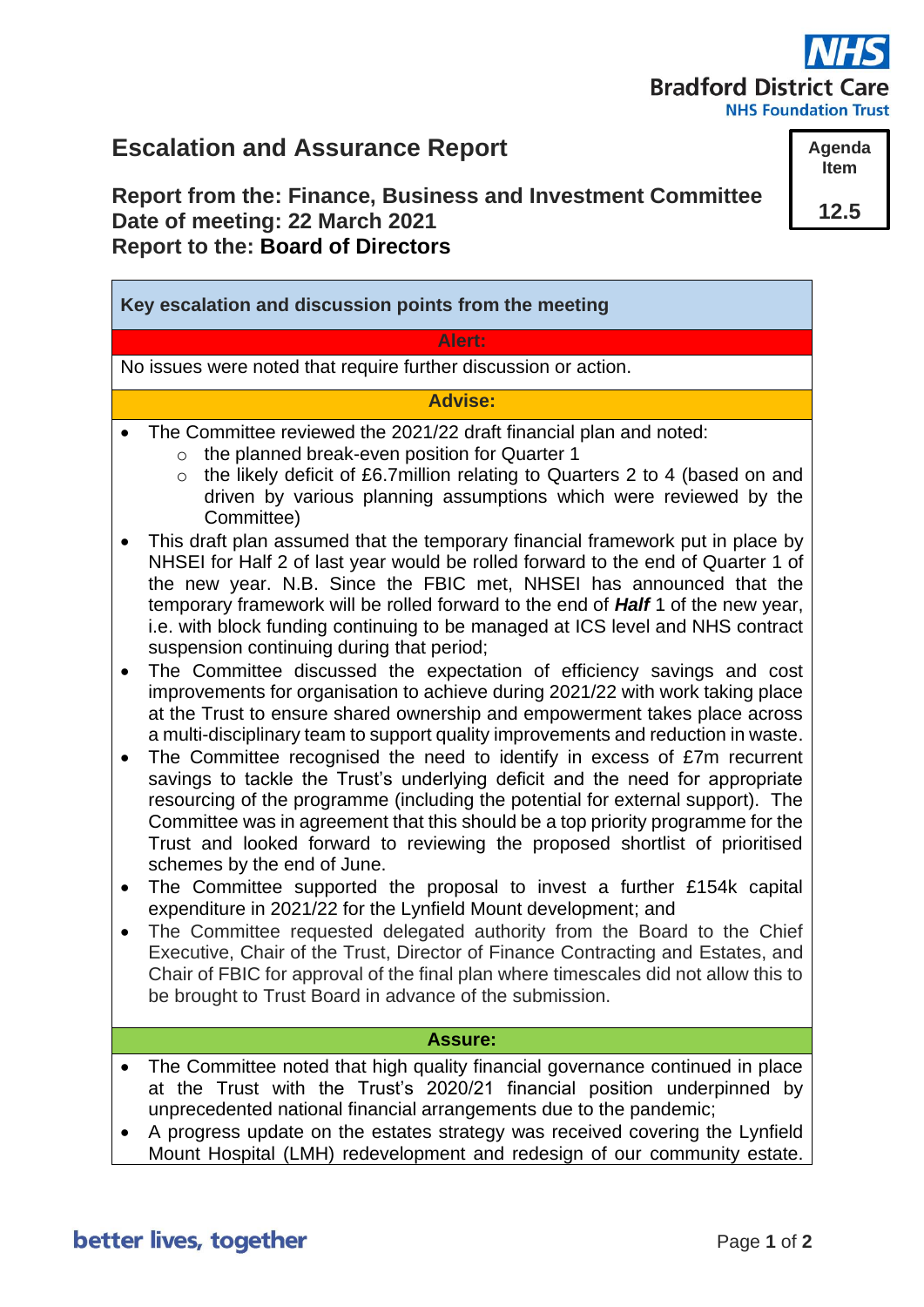# Escalation and Assurance Report

**Agenda Item 12.5**

**Report from the: Finance, Business and Investment Committee**
**Date of meeting: 22 March 2021**
**Report to the: Board of Directors**

**Key escalation and discussion points from the meeting**

**Alert:**

No issues were noted that require further discussion or action.

**Advise:**

- The Committee reviewed the 2021/22 draft financial plan and noted:
  - the planned break-even position for Quarter 1
  - the likely deficit of £6.7million relating to Quarters 2 to 4 (based on and driven by various planning assumptions which were reviewed by the Committee)
- This draft plan assumed that the temporary financial framework put in place by NHSEI for Half 2 of last year would be rolled forward to the end of Quarter 1 of the new year. N.B. Since the FBIC met, NHSEI has announced that the temporary framework will be rolled forward to the end of ***Half*** 1 of the new year, i.e. with block funding continuing to be managed at ICS level and NHS contract suspension continuing during that period;
- The Committee discussed the expectation of efficiency savings and cost improvements for organisation to achieve during 2021/22 with work taking place at the Trust to ensure shared ownership and empowerment takes place across a multi-disciplinary team to support quality improvements and reduction in waste.
- The Committee recognised the need to identify in excess of £7m recurrent savings to tackle the Trust's underlying deficit and the need for appropriate resourcing of the programme (including the potential for external support). The Committee was in agreement that this should be a top priority programme for the Trust and looked forward to reviewing the proposed shortlist of prioritised schemes by the end of June.
- The Committee supported the proposal to invest a further £154k capital expenditure in 2021/22 for the Lynfield Mount development; and
- The Committee requested delegated authority from the Board to the Chief Executive, Chair of the Trust, Director of Finance Contracting and Estates, and Chair of FBIC for approval of the final plan where timescales did not allow this to be brought to Trust Board in advance of the submission.

**Assure:**

- The Committee noted that high quality financial governance continued in place at the Trust with the Trust's 2020/21 financial position underpinned by unprecedented national financial arrangements due to the pandemic;
- A progress update on the estates strategy was received covering the Lynfield Mount Hospital (LMH) redevelopment and redesign of our community estate.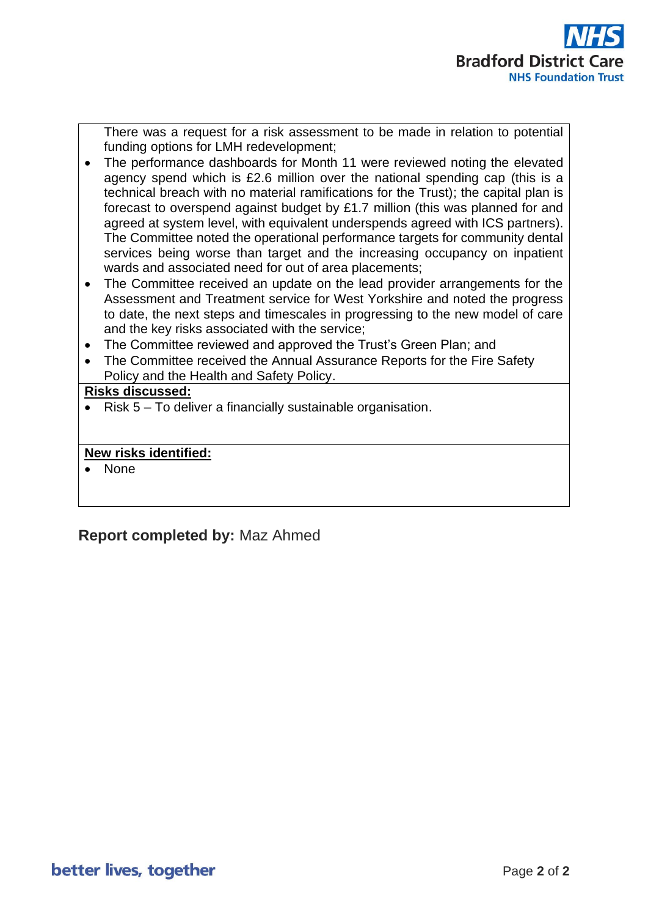There was a request for a risk assessment to be made in relation to potential funding options for LMH redevelopment;

- The performance dashboards for Month 11 were reviewed noting the elevated agency spend which is £2.6 million over the national spending cap (this is a technical breach with no material ramifications for the Trust); the capital plan is forecast to overspend against budget by £1.7 million (this was planned for and agreed at system level, with equivalent underspends agreed with ICS partners). The Committee noted the operational performance targets for community dental services being worse than target and the increasing occupancy on inpatient wards and associated need for out of area placements;
- The Committee received an update on the lead provider arrangements for the Assessment and Treatment service for West Yorkshire and noted the progress to date, the next steps and timescales in progressing to the new model of care and the key risks associated with the service;
- The Committee reviewed and approved the Trust's Green Plan; and
- The Committee received the Annual Assurance Reports for the Fire Safety Policy and the Health and Safety Policy.

**Risks discussed:**

- Risk 5 – To deliver a financially sustainable organisation.

**New risks identified:**

- None

**Report completed by:** Maz Ahmed